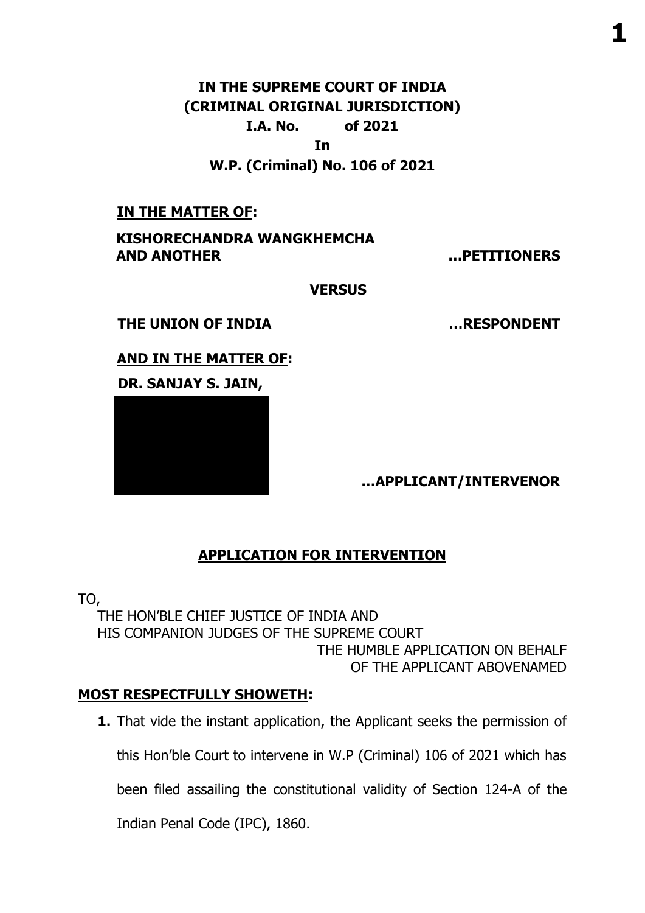**IN THE SUPREME COURT OF INDIA**
**(CRIMINAL ORIGINAL JURISDICTION)**
**I.A. No. of 2021**
**In**
**W.P. (Criminal) No. 106 of 2021**

**IN THE MATTER OF:**

**KISHORECHANDRA WANGKHEMCHA AND ANOTHER** **…PETITIONERS**

**VERSUS**

**THE UNION OF INDIA** **…RESPONDENT**

**AND IN THE MATTER OF:**

**DR. SANJAY S. JAIN,**

**…APPLICANT/INTERVENOR**

**APPLICATION FOR INTERVENTION**

TO,
THE HON'BLE CHIEF JUSTICE OF INDIA AND
HIS COMPANION JUDGES OF THE SUPREME COURT
THE HUMBLE APPLICATION ON BEHALF
OF THE APPLICANT ABOVENAMED

**MOST RESPECTFULLY SHOWETH:**

1. That vide the instant application, the Applicant seeks the permission of this Hon'ble Court to intervene in W.P (Criminal) 106 of 2021 which has been filed assailing the constitutional validity of Section 124-A of the Indian Penal Code (IPC), 1860.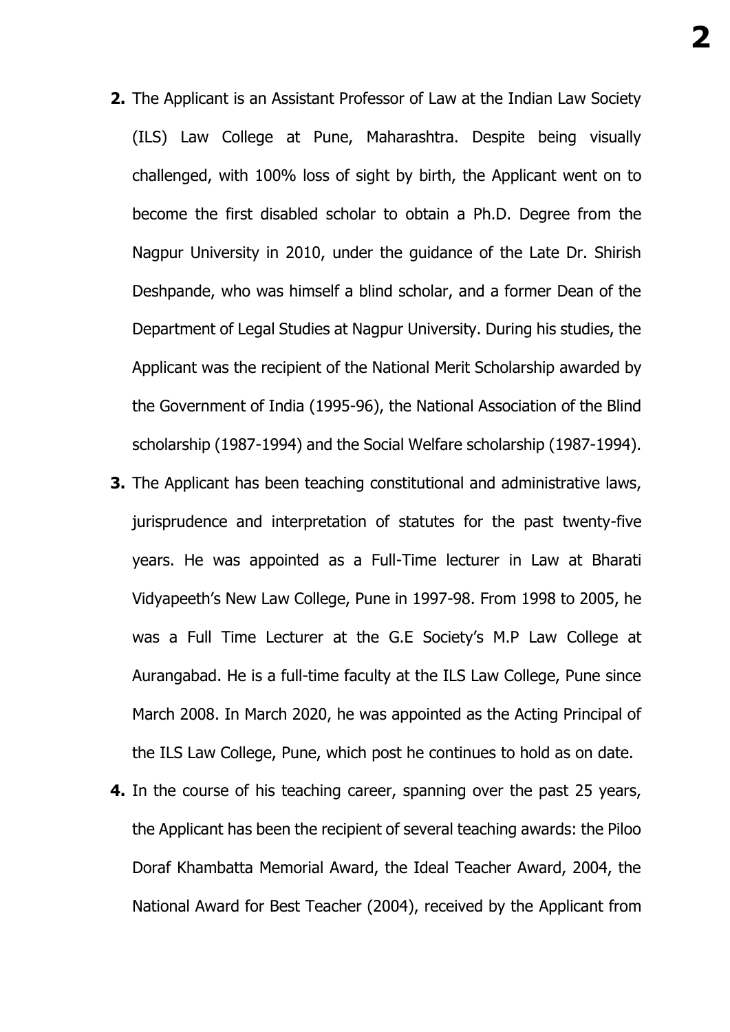**2.** The Applicant is an Assistant Professor of Law at the Indian Law Society (ILS) Law College at Pune, Maharashtra. Despite being visually challenged, with 100% loss of sight by birth, the Applicant went on to become the first disabled scholar to obtain a Ph.D. Degree from the Nagpur University in 2010, under the guidance of the Late Dr. Shirish Deshpande, who was himself a blind scholar, and a former Dean of the Department of Legal Studies at Nagpur University. During his studies, the Applicant was the recipient of the National Merit Scholarship awarded by the Government of India (1995-96), the National Association of the Blind scholarship (1987-1994) and the Social Welfare scholarship (1987-1994).

**3.** The Applicant has been teaching constitutional and administrative laws, jurisprudence and interpretation of statutes for the past twenty-five years. He was appointed as a Full-Time lecturer in Law at Bharati Vidyapeeth's New Law College, Pune in 1997-98. From 1998 to 2005, he was a Full Time Lecturer at the G.E Society's M.P Law College at Aurangabad. He is a full-time faculty at the ILS Law College, Pune since March 2008. In March 2020, he was appointed as the Acting Principal of the ILS Law College, Pune, which post he continues to hold as on date.

**4.** In the course of his teaching career, spanning over the past 25 years, the Applicant has been the recipient of several teaching awards: the Piloo Doraf Khambatta Memorial Award, the Ideal Teacher Award, 2004, the National Award for Best Teacher (2004), received by the Applicant from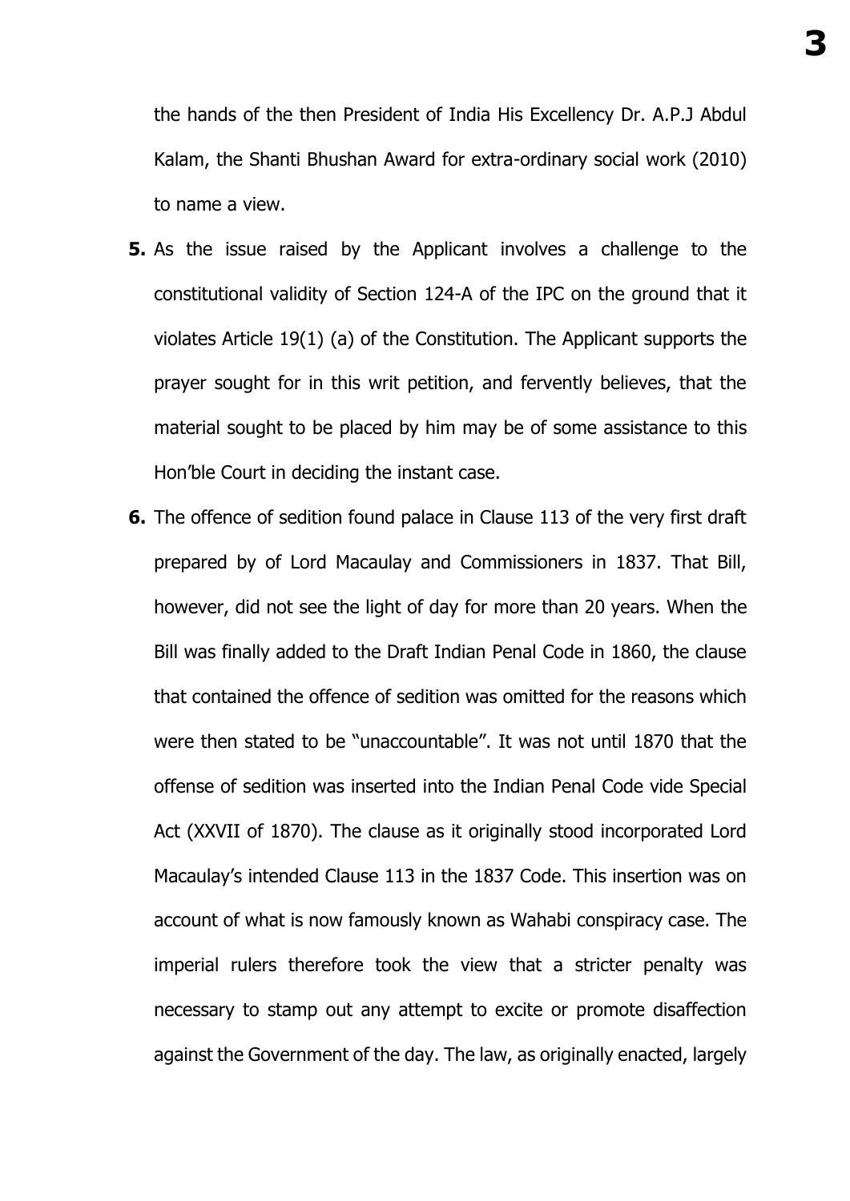the hands of the then President of India His Excellency Dr. A.P.J Abdul Kalam, the Shanti Bhushan Award for extra-ordinary social work (2010) to name a view.

**5.** As the issue raised by the Applicant involves a challenge to the constitutional validity of Section 124-A of the IPC on the ground that it violates Article 19(1) (a) of the Constitution. The Applicant supports the prayer sought for in this writ petition, and fervently believes, that the material sought to be placed by him may be of some assistance to this Hon'ble Court in deciding the instant case.

**6.** The offence of sedition found palace in Clause 113 of the very first draft prepared by of Lord Macaulay and Commissioners in 1837. That Bill, however, did not see the light of day for more than 20 years. When the Bill was finally added to the Draft Indian Penal Code in 1860, the clause that contained the offence of sedition was omitted for the reasons which were then stated to be "unaccountable". It was not until 1870 that the offense of sedition was inserted into the Indian Penal Code vide Special Act (XXVII of 1870). The clause as it originally stood incorporated Lord Macaulay's intended Clause 113 in the 1837 Code. This insertion was on account of what is now famously known as Wahabi conspiracy case. The imperial rulers therefore took the view that a stricter penalty was necessary to stamp out any attempt to excite or promote disaffection against the Government of the day. The law, as originally enacted, largely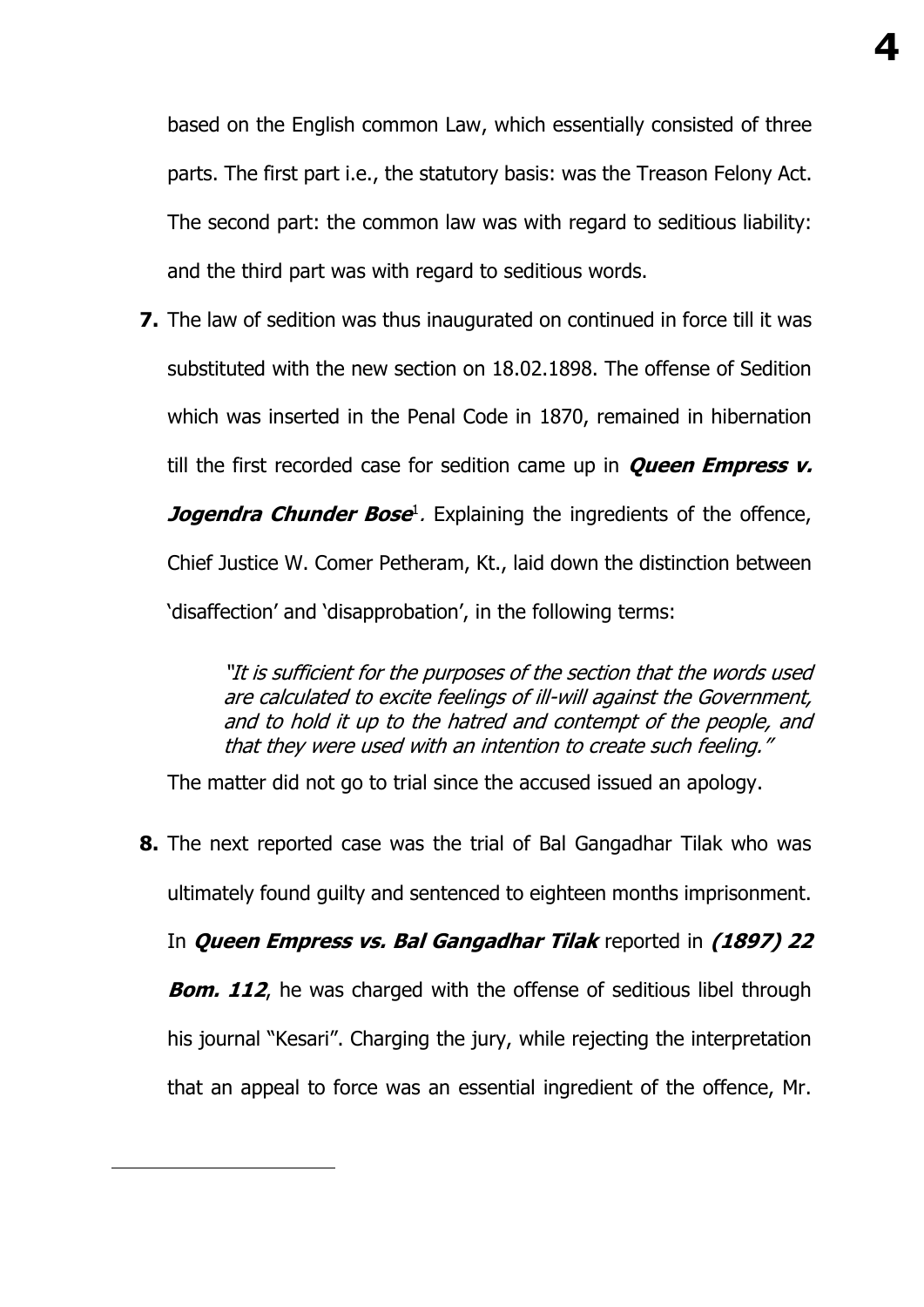based on the English common Law, which essentially consisted of three parts. The first part i.e., the statutory basis: was the Treason Felony Act. The second part: the common law was with regard to seditious liability: and the third part was with regard to seditious words.

**7.** The law of sedition was thus inaugurated on continued in force till it was substituted with the new section on 18.02.1898. The offense of Sedition which was inserted in the Penal Code in 1870, remained in hibernation till the first recorded case for sedition came up in ***Queen Empress v. Jogendra Chunder Bose***[1]. Explaining the ingredients of the offence, Chief Justice W. Comer Petheram, Kt., laid down the distinction between 'disaffection' and 'disapprobation', in the following terms:

> *"It is sufficient for the purposes of the section that the words used are calculated to excite feelings of ill-will against the Government, and to hold it up to the hatred and contempt of the people, and that they were used with an intention to create such feeling."*

The matter did not go to trial since the accused issued an apology.

**8.** The next reported case was the trial of Bal Gangadhar Tilak who was ultimately found guilty and sentenced to eighteen months imprisonment. In ***Queen Empress vs. Bal Gangadhar Tilak*** reported in ***(1897) 22 Bom. 112***, he was charged with the offense of seditious libel through his journal "Kesari". Charging the jury, while rejecting the interpretation that an appeal to force was an essential ingredient of the offence, Mr.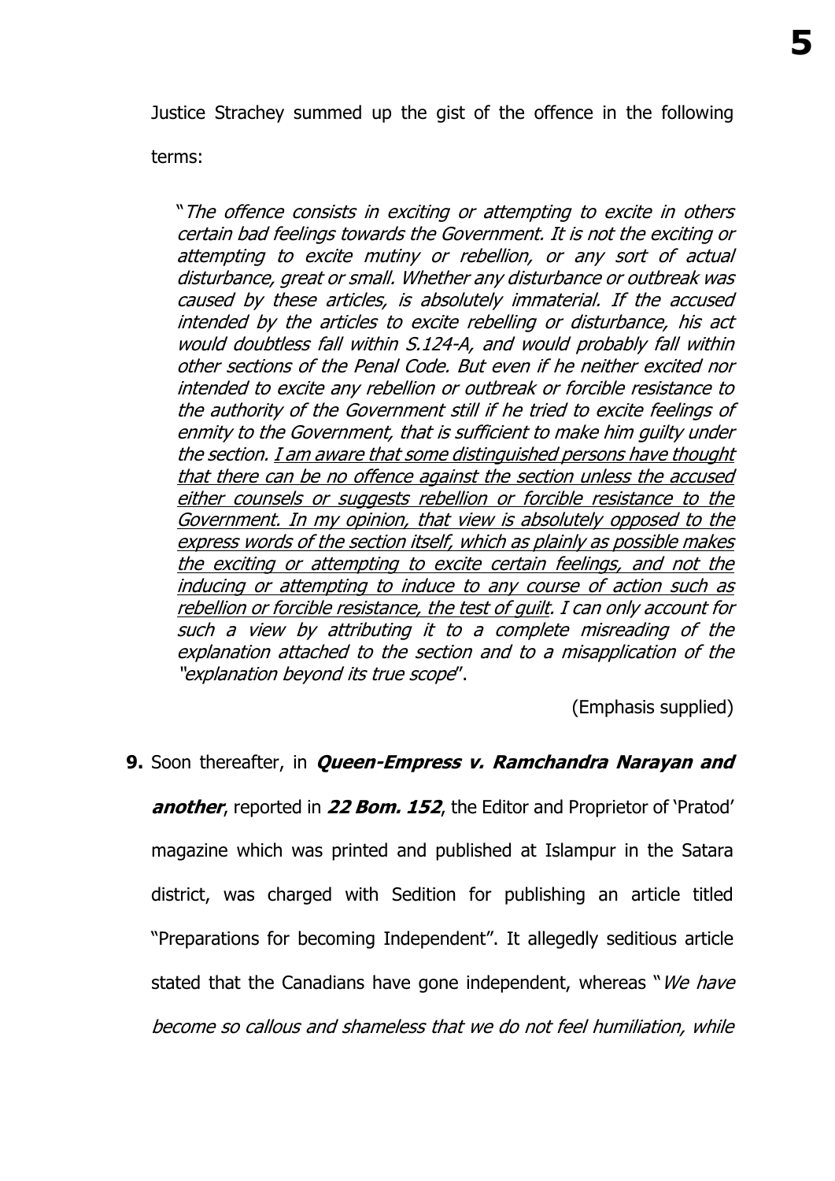Justice Strachey summed up the gist of the offence in the following terms:

> "*The offence consists in exciting or attempting to excite in others certain bad feelings towards the Government. It is not the exciting or attempting to excite mutiny or rebellion, or any sort of actual disturbance, great or small. Whether any disturbance or outbreak was caused by these articles, is absolutely immaterial. If the accused intended by the articles to excite rebelling or disturbance, his act would doubtless fall within S.124-A, and would probably fall within other sections of the Penal Code. But even if he neither excited nor intended to excite any rebellion or outbreak or forcible resistance to the authority of the Government still if he tried to excite feelings of enmity to the Government, that is sufficient to make him guilty under the section. <u>I am aware that some distinguished persons have thought that there can be no offence against the section unless the accused either counsels or suggests rebellion or forcible resistance to the Government. In my opinion, that view is absolutely opposed to the express words of the section itself, which as plainly as possible makes the exciting or attempting to excite certain feelings, and not the inducing or attempting to induce to any course of action such as rebellion or forcible resistance, the test of guilt</u>. I can only account for such a view by attributing it to a complete misreading of the explanation attached to the section and to a misapplication of the "explanation beyond its true scope*".
>
> (Emphasis supplied)

**9.** Soon thereafter, in ***Queen-Empress v. Ramchandra Narayan and another***, reported in ***22 Bom. 152***, the Editor and Proprietor of 'Pratod' magazine which was printed and published at Islampur in the Satara district, was charged with Sedition for publishing an article titled "Preparations for becoming Independent". It allegedly seditious article stated that the Canadians have gone independent, whereas "*We have become so callous and shameless that we do not feel humiliation, while*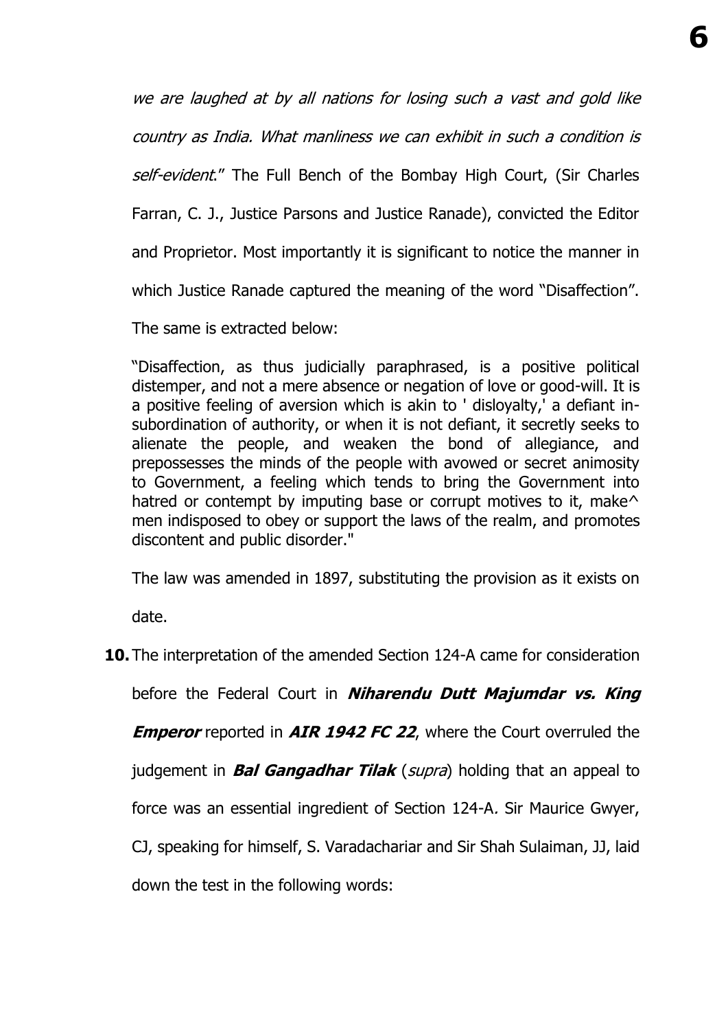*we are laughed at by all nations for losing such a vast and gold like country as India. What manliness we can exhibit in such a condition is self-evident*." The Full Bench of the Bombay High Court, (Sir Charles Farran, C. J., Justice Parsons and Justice Ranade), convicted the Editor and Proprietor. Most importantly it is significant to notice the manner in which Justice Ranade captured the meaning of the word "Disaffection". The same is extracted below:

> "Disaffection, as thus judicially paraphrased, is a positive political distemper, and not a mere absence or negation of love or good-will. It is a positive feeling of aversion which is akin to ' disloyalty,' a defiant in-subordination of authority, or when it is not defiant, it secretly seeks to alienate the people, and weaken the bond of allegiance, and prepossesses the minds of the people with avowed or secret animosity to Government, a feeling which tends to bring the Government into hatred or contempt by imputing base or corrupt motives to it, make^ men indisposed to obey or support the laws of the realm, and promotes discontent and public disorder."

The law was amended in 1897, substituting the provision as it exists on date.

**10.** The interpretation of the amended Section 124-A came for consideration before the Federal Court in ***Niharendu Dutt Majumdar vs. King Emperor*** reported in ***AIR 1942 FC 22***, where the Court overruled the judgement in ***Bal Gangadhar Tilak*** (*supra*) holding that an appeal to force was an essential ingredient of Section 124-A*.* Sir Maurice Gwyer, CJ, speaking for himself, S. Varadachariar and Sir Shah Sulaiman, JJ, laid down the test in the following words: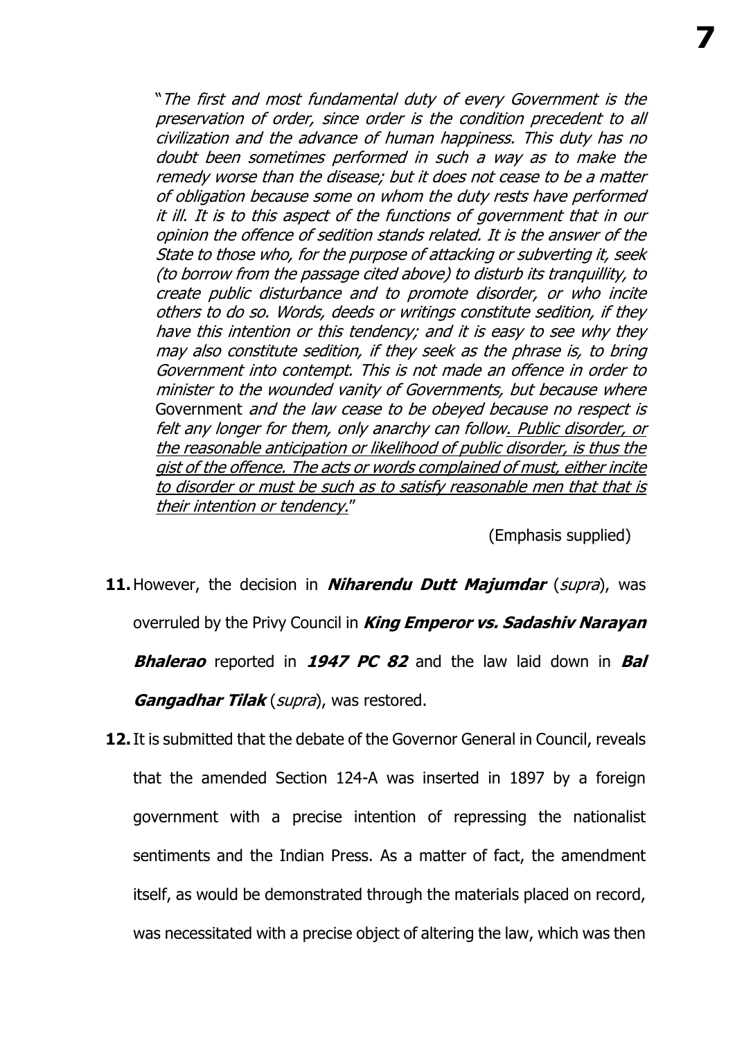"*The first and most fundamental duty of every Government is the preservation of order, since order is the condition precedent to all civilization and the advance of human happiness. This duty has no doubt been sometimes performed in such a way as to make the remedy worse than the disease; but it does not cease to be a matter of obligation because some on whom the duty rests have performed it ill. It is to this aspect of the functions of government that in our opinion the offence of sedition stands related. It is the answer of the State to those who, for the purpose of attacking or subverting it, seek (to borrow from the passage cited above) to disturb its tranquillity, to create public disturbance and to promote disorder, or who incite others to do so. Words, deeds or writings constitute sedition, if they have this intention or this tendency; and it is easy to see why they may also constitute sedition, if they seek as the phrase is, to bring Government into contempt. This is not made an offence in order to minister to the wounded vanity of Governments, but because where* Government *and the law cease to be obeyed because no respect is felt any longer for them, only anarchy can follow. <u>Public disorder, or the reasonable anticipation or likelihood of public disorder, is thus the gist of the offence. The acts or words complained of must, either incite to disorder or must be such as to satisfy reasonable men that that is their intention or tendency.</u>*"

(Emphasis supplied)

**11.** However, the decision in ***Niharendu Dutt Majumdar*** (*supra*), was overruled by the Privy Council in ***King Emperor vs. Sadashiv Narayan Bhalerao*** reported in ***1947 PC 82*** and the law laid down in ***Bal Gangadhar Tilak*** (*supra*), was restored.

**12.** It is submitted that the debate of the Governor General in Council, reveals that the amended Section 124-A was inserted in 1897 by a foreign government with a precise intention of repressing the nationalist sentiments and the Indian Press. As a matter of fact, the amendment itself, as would be demonstrated through the materials placed on record, was necessitated with a precise object of altering the law, which was then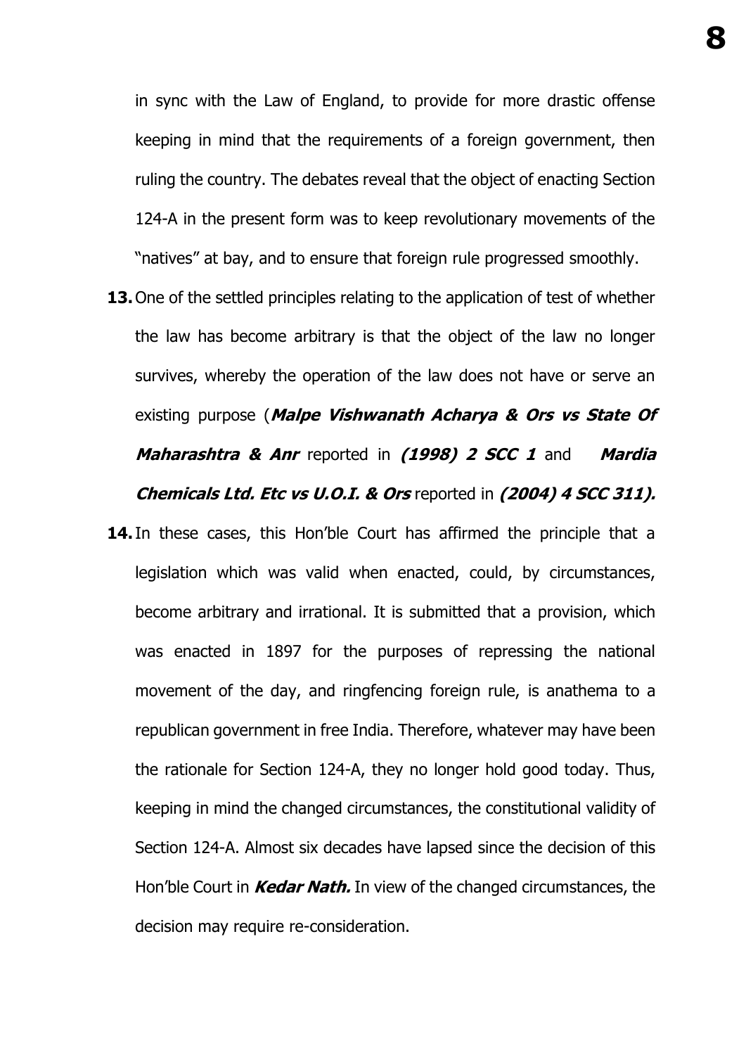in sync with the Law of England, to provide for more drastic offense keeping in mind that the requirements of a foreign government, then ruling the country. The debates reveal that the object of enacting Section 124-A in the present form was to keep revolutionary movements of the "natives" at bay, and to ensure that foreign rule progressed smoothly.

**13.** One of the settled principles relating to the application of test of whether the law has become arbitrary is that the object of the law no longer survives, whereby the operation of the law does not have or serve an existing purpose (***Malpe Vishwanath Acharya & Ors vs State Of Maharashtra & Anr*** reported in ***(1998) 2 SCC 1*** and ***Mardia Chemicals Ltd. Etc vs U.O.I. & Ors*** reported in ***(2004) 4 SCC 311).***

**14.** In these cases, this Hon'ble Court has affirmed the principle that a legislation which was valid when enacted, could, by circumstances, become arbitrary and irrational. It is submitted that a provision, which was enacted in 1897 for the purposes of repressing the national movement of the day, and ringfencing foreign rule, is anathema to a republican government in free India. Therefore, whatever may have been the rationale for Section 124-A, they no longer hold good today. Thus, keeping in mind the changed circumstances, the constitutional validity of Section 124-A. Almost six decades have lapsed since the decision of this Hon'ble Court in ***Kedar Nath.*** In view of the changed circumstances, the decision may require re-consideration.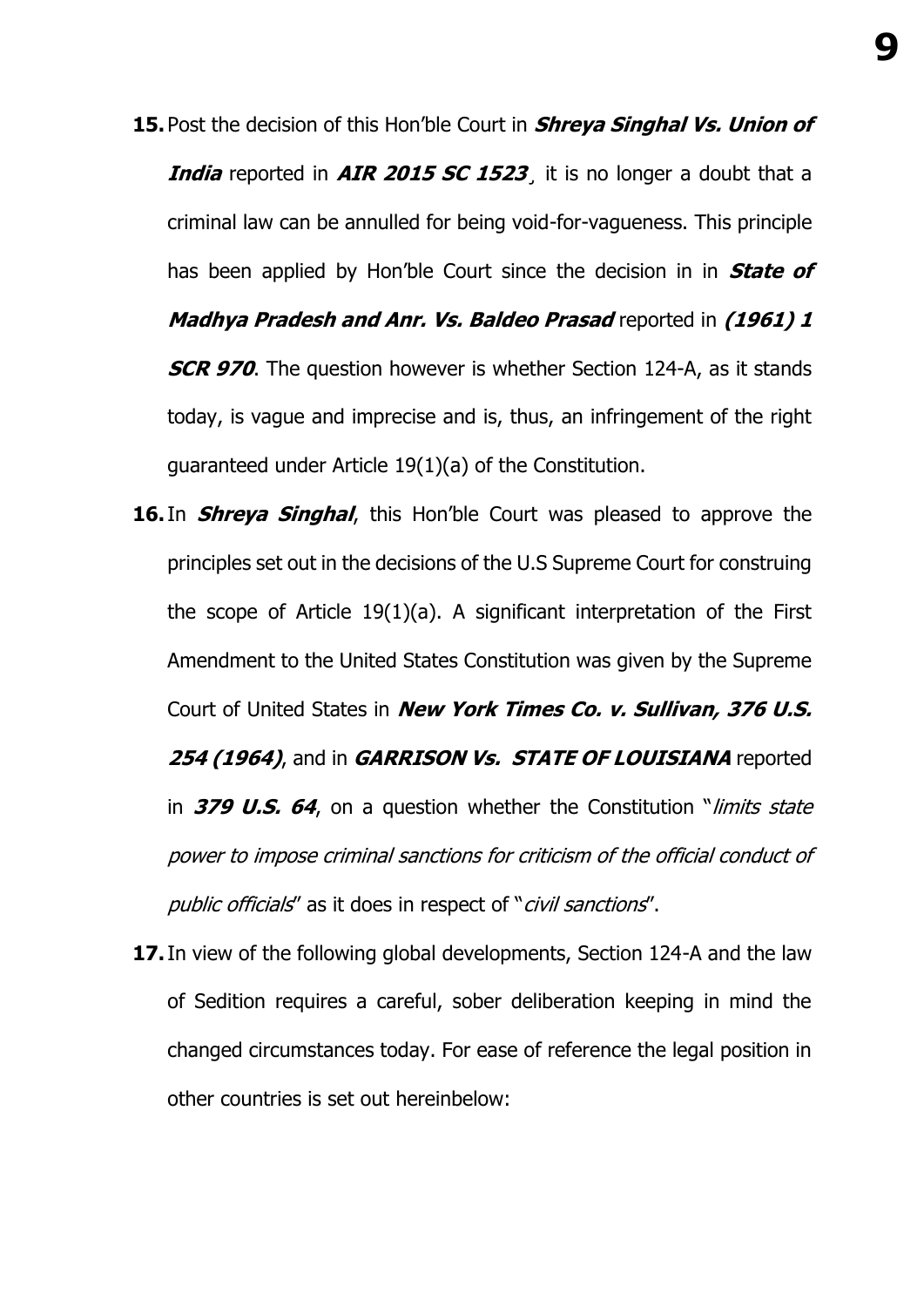**15.** Post the decision of this Hon'ble Court in ***Shreya Singhal Vs. Union of India*** reported in ***AIR 2015 SC 1523*¸** it is no longer a doubt that a criminal law can be annulled for being void-for-vagueness. This principle has been applied by Hon'ble Court since the decision in in ***State of Madhya Pradesh and Anr. Vs. Baldeo Prasad*** reported in ***(1961) 1 SCR 970***. The question however is whether Section 124-A, as it stands today, is vague and imprecise and is, thus, an infringement of the right guaranteed under Article 19(1)(a) of the Constitution.

**16.** In ***Shreya Singhal***, this Hon'ble Court was pleased to approve the principles set out in the decisions of the U.S Supreme Court for construing the scope of Article 19(1)(a). A significant interpretation of the First Amendment to the United States Constitution was given by the Supreme Court of United States in ***New York Times Co. v. Sullivan, 376 U.S. 254 (1964)***, and in ***GARRISON Vs. STATE OF LOUISIANA*** reported in ***379 U.S. 64***, on a question whether the Constitution "*limits state power to impose criminal sanctions for criticism of the official conduct of public officials*" as it does in respect of "*civil sanctions*".

**17.** In view of the following global developments, Section 124-A and the law of Sedition requires a careful, sober deliberation keeping in mind the changed circumstances today. For ease of reference the legal position in other countries is set out hereinbelow: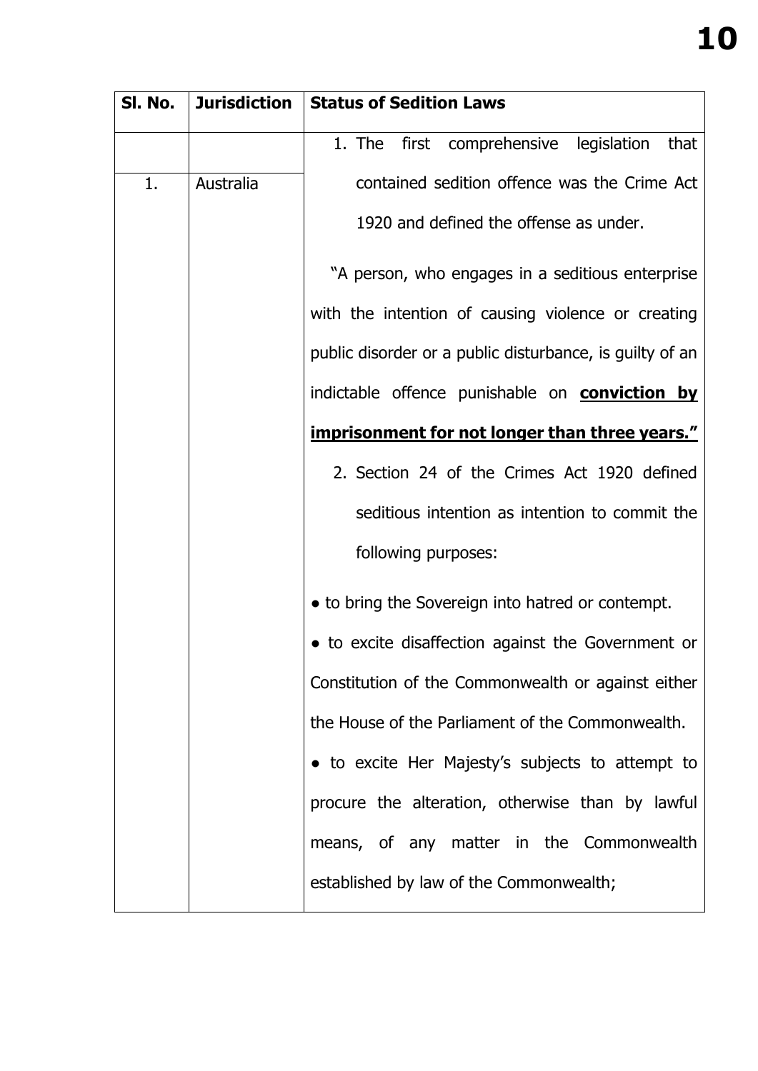| Sl. No. | Jurisdiction | Status of Sedition Laws |
|---|---|---|
| 1. | Australia | 1. The first comprehensive legislation that contained sedition offence was the Crime Act 1920 and defined the offense as under. <br><br> "A person, who engages in a seditious enterprise with the intention of causing violence or creating public disorder or a public disturbance, is guilty of an indictable offence punishable on <u>**conviction by imprisonment for not longer than three years."**</u> <br><br> 2. Section 24 of the Crimes Act 1920 defined seditious intention as intention to commit the following purposes: <br><br> ● to bring the Sovereign into hatred or contempt. <br> ● to excite disaffection against the Government or Constitution of the Commonwealth or against either the House of the Parliament of the Commonwealth. <br> ● to excite Her Majesty's subjects to attempt to procure the alteration, otherwise than by lawful means, of any matter in the Commonwealth established by law of the Commonwealth; |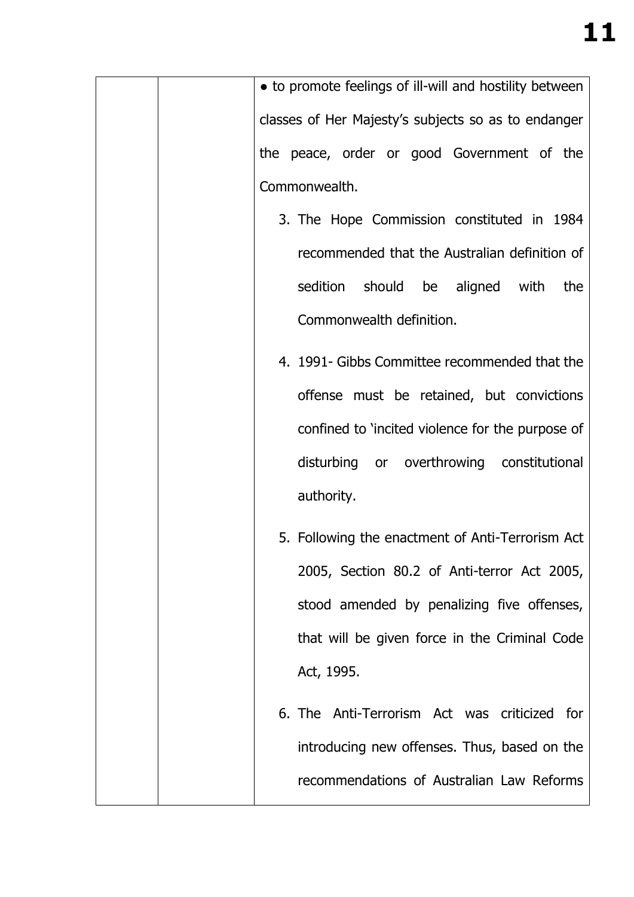| | | |
|---|---|---|
| | | • to promote feelings of ill-will and hostility between classes of Her Majesty's subjects so as to endanger the peace, order or good Government of the Commonwealth.<br><br>3. The Hope Commission constituted in 1984 recommended that the Australian definition of sedition should be aligned with the Commonwealth definition.<br><br>4. 1991- Gibbs Committee recommended that the offense must be retained, but convictions confined to 'incited violence for the purpose of disturbing or overthrowing constitutional authority.<br><br>5. Following the enactment of Anti-Terrorism Act 2005, Section 80.2 of Anti-terror Act 2005, stood amended by penalizing five offenses, that will be given force in the Criminal Code Act, 1995.<br><br>6. The Anti-Terrorism Act was criticized for introducing new offenses. Thus, based on the recommendations of Australian Law Reforms |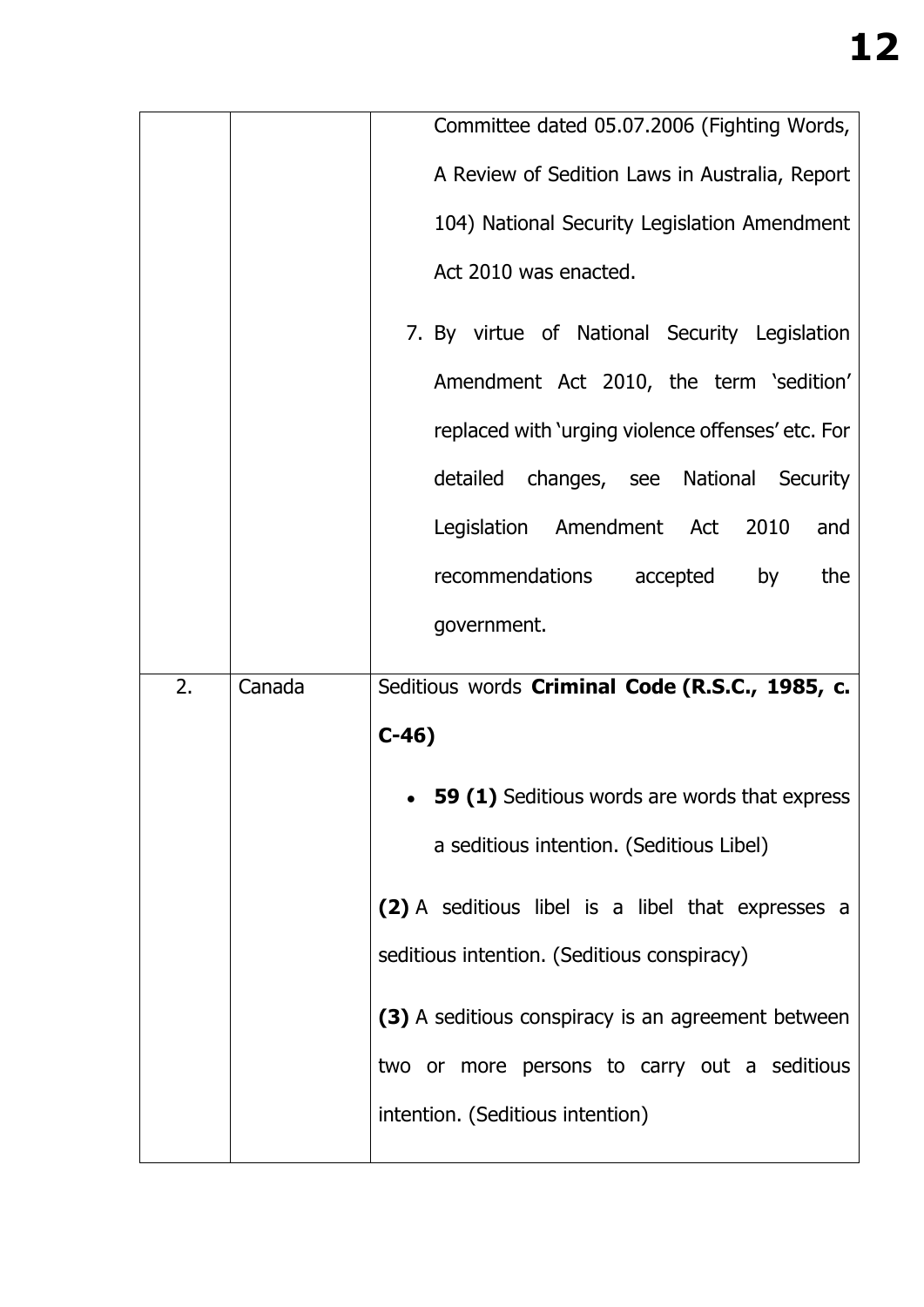| | | |
|---|---|---|
| | | Committee dated 05.07.2006 (Fighting Words, A Review of Sedition Laws in Australia, Report 104) National Security Legislation Amendment Act 2010 was enacted.<br><br>7. By virtue of National Security Legislation Amendment Act 2010, the term 'sedition' replaced with 'urging violence offenses' etc. For detailed changes, see National Security Legislation Amendment Act 2010 and recommendations accepted by the government. |
| 2. | Canada | Seditious words **Criminal Code (R.S.C., 1985, c. C-46)**<br><br>• **59 (1)** Seditious words are words that express a seditious intention. (Seditious Libel)<br><br>**(2)** A seditious libel is a libel that expresses a seditious intention. (Seditious conspiracy)<br><br>**(3)** A seditious conspiracy is an agreement between two or more persons to carry out a seditious intention. (Seditious intention) |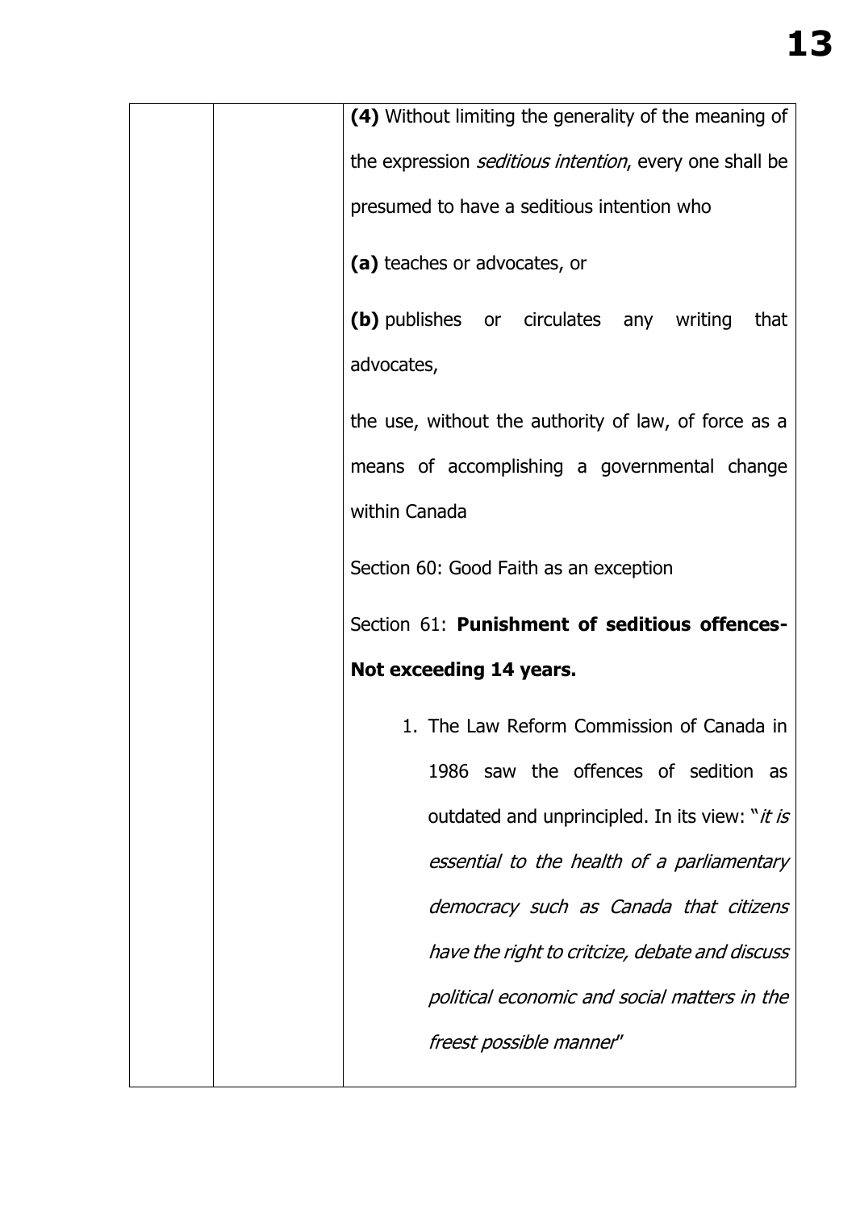| | | |
|---|---|---|
| | | **(4)** Without limiting the generality of the meaning of the expression *seditious intention*, every one shall be presumed to have a seditious intention who<br><br>**(a)** teaches or advocates, or<br><br>**(b)** publishes or circulates any writing that advocates,<br><br>the use, without the authority of law, of force as a means of accomplishing a governmental change within Canada<br><br>Section 60: Good Faith as an exception<br><br>Section 61: **Punishment of seditious offences- Not exceeding 14 years.**<br><br>1. The Law Reform Commission of Canada in 1986 saw the offences of sedition as outdated and unprincipled. In its view: "*it is essential to the health of a parliamentary democracy such as Canada that citizens have the right to critcize, debate and discuss political economic and social matters in the freest possible manner*" |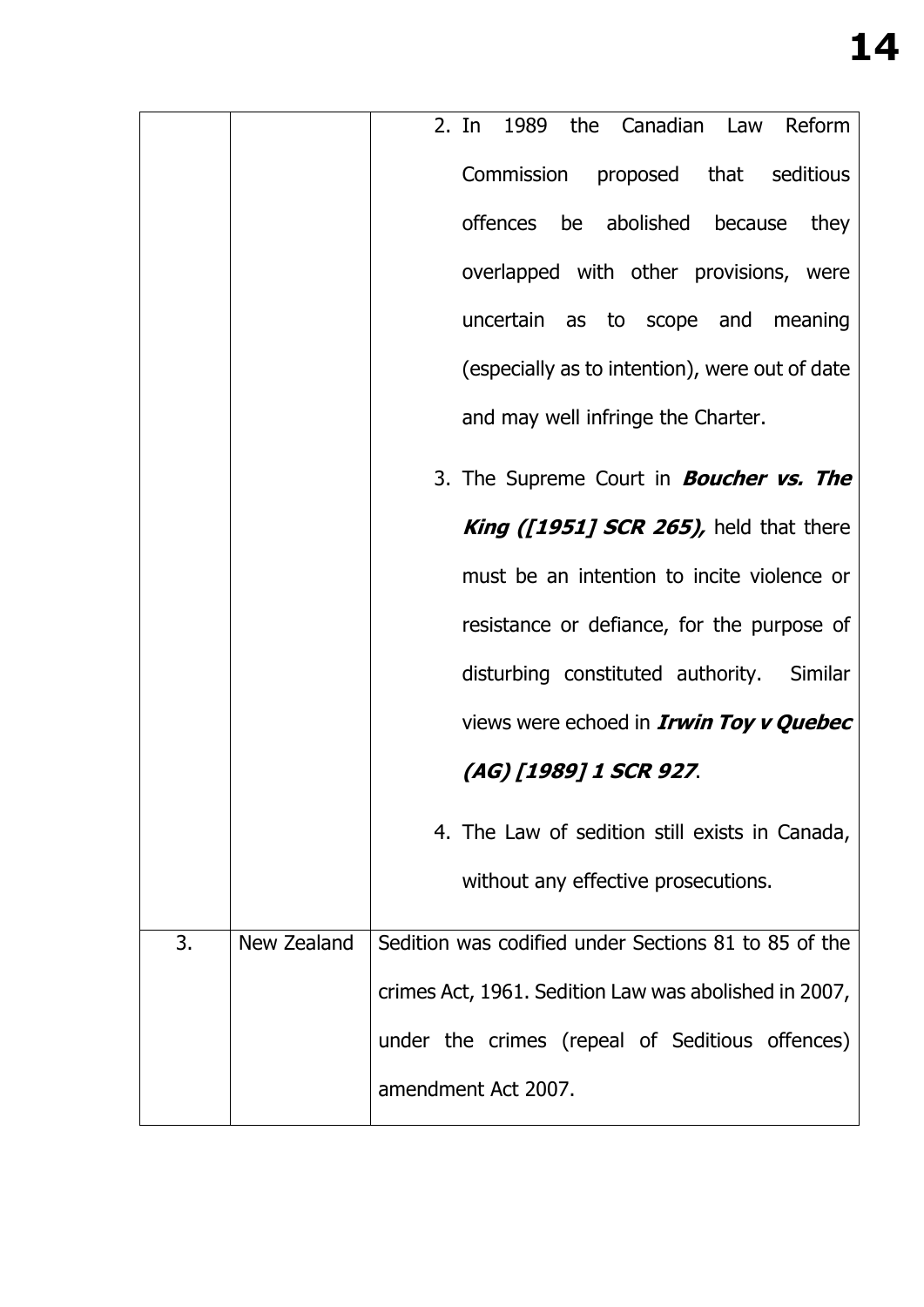| | | |
|---|---|---|
| | | 2. In 1989 the Canadian Law Reform Commission proposed that seditious offences be abolished because they overlapped with other provisions, were uncertain as to scope and meaning (especially as to intention), were out of date and may well infringe the Charter.<br><br>3. The Supreme Court in ***Boucher vs. The King ([1951] SCR 265),*** held that there must be an intention to incite violence or resistance or defiance, for the purpose of disturbing constituted authority. Similar views were echoed in ***Irwin Toy v Quebec (AG) [1989] 1 SCR 927***.<br><br>4. The Law of sedition still exists in Canada, without any effective prosecutions. |
| 3. | New Zealand | Sedition was codified under Sections 81 to 85 of the crimes Act, 1961. Sedition Law was abolished in 2007, under the crimes (repeal of Seditious offences) amendment Act 2007. |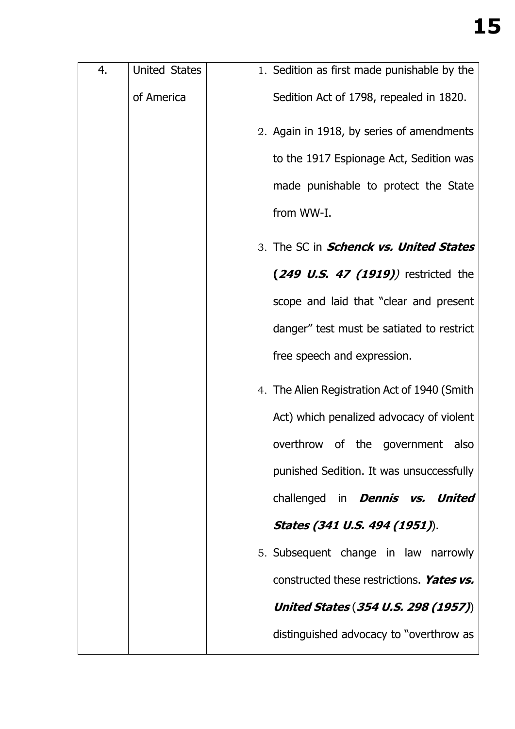| 4. | United States of America | 1. Sedition as first made punishable by the Sedition Act of 1798, repealed in 1820.<br>2. Again in 1918, by series of amendments to the 1917 Espionage Act, Sedition was made punishable to protect the State from WW-I.<br>3. The SC in ***Schenck vs. United States*** **(*249 U.S. 47 (1919)*)** restricted the scope and laid that "clear and present danger" test must be satiated to restrict free speech and expression.<br>4. The Alien Registration Act of 1940 (Smith Act) which penalized advocacy of violent overthrow of the government also punished Sedition. It was unsuccessfully challenged in ***Dennis vs. United States (341 U.S. 494 (1951)***).<br>5. Subsequent change in law narrowly constructed these restrictions. ***Yates vs. United States*** (***354 U.S. 298 (1957)***) distinguished advocacy to "overthrow as |
|---|---|---|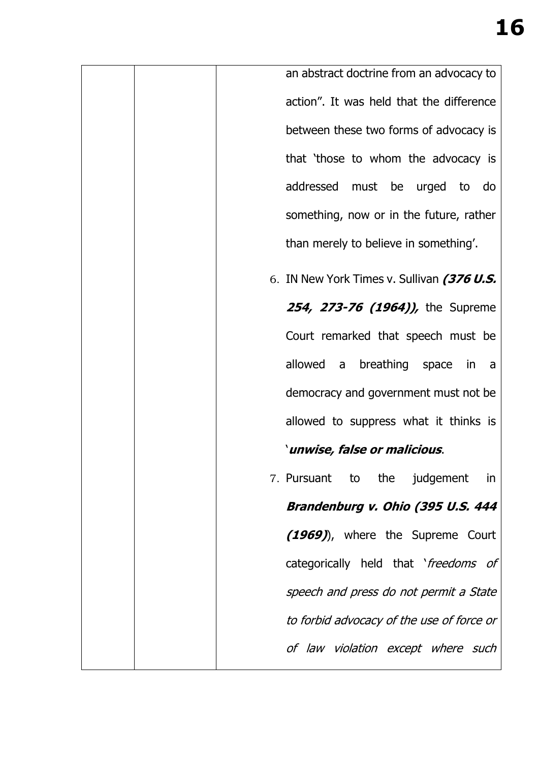| | | |
|---|---|---|
| | | an abstract doctrine from an advocacy to action". It was held that the difference between these two forms of advocacy is that 'those to whom the advocacy is addressed must be urged to do something, now or in the future, rather than merely to believe in something'.<br><br>6. IN New York Times v. Sullivan ***(376 U.S. 254, 273-76 (1964)),*** the Supreme Court remarked that speech must be allowed a breathing space in a democracy and government must not be allowed to suppress what it thinks is '***unwise, false or malicious***.<br><br>7. Pursuant to the judgement in ***Brandenburg v. Ohio (395 U.S. 444 (1969)***), where the Supreme Court categorically held that '*freedoms of speech and press do not permit a State to forbid advocacy of the use of force or of law violation except where such* |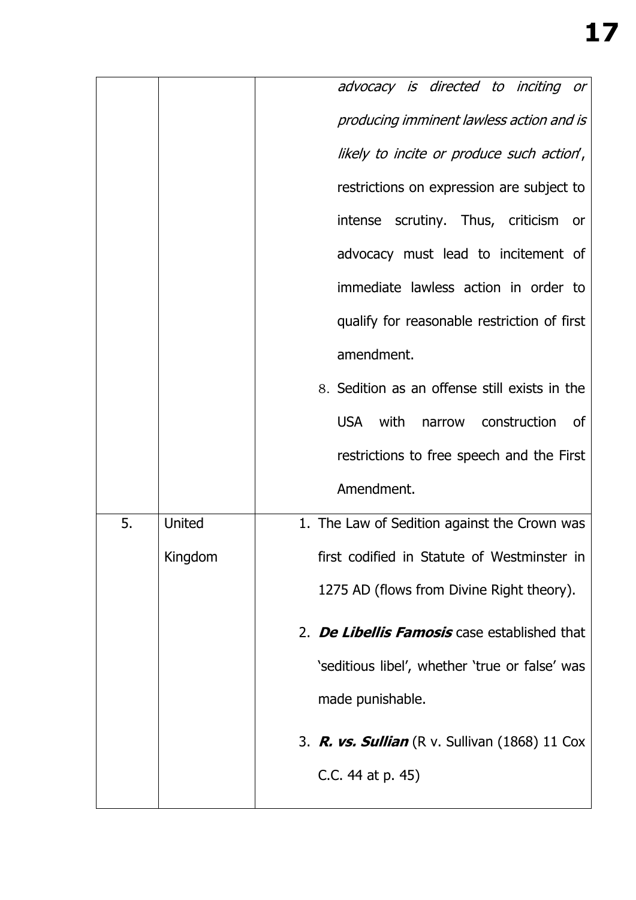| | | |
|---|---|---|
| | | *advocacy is directed to inciting or producing imminent lawless action and is likely to incite or produce such action*', restrictions on expression are subject to intense scrutiny. Thus, criticism or advocacy must lead to incitement of immediate lawless action in order to qualify for reasonable restriction of first amendment.<br>8. Sedition as an offense still exists in the USA with narrow construction of restrictions to free speech and the First Amendment. |
| 5. | United Kingdom | 1. The Law of Sedition against the Crown was first codified in Statute of Westminster in 1275 AD (flows from Divine Right theory).<br>2. ***De Libellis Famosis*** case established that 'seditious libel', whether 'true or false' was made punishable.<br>3. ***R. vs. Sullian*** (R v. Sullivan (1868) 11 Cox C.C. 44 at p. 45) |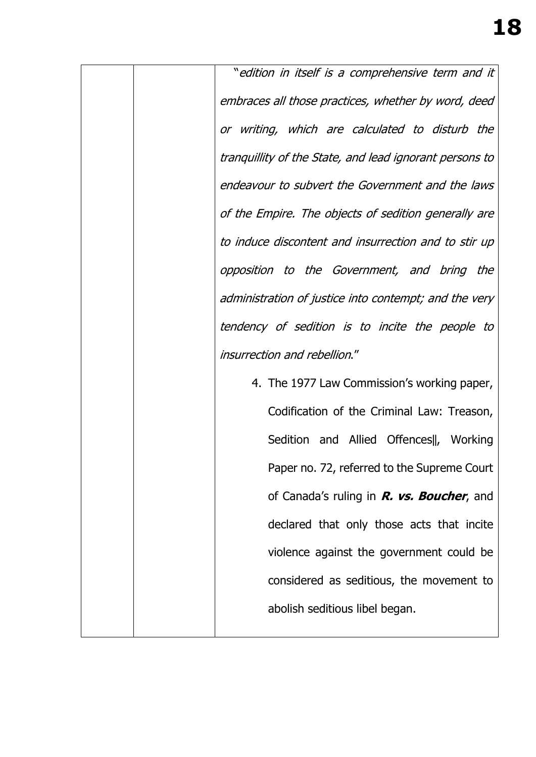| | | |
|---|---|---|
| | | "*edition in itself is a comprehensive term and it embraces all those practices, whether by word, deed or writing, which are calculated to disturb the tranquillity of the State, and lead ignorant persons to endeavour to subvert the Government and the laws of the Empire. The objects of sedition generally are to induce discontent and insurrection and to stir up opposition to the Government, and bring the administration of justice into contempt; and the very tendency of sedition is to incite the people to insurrection and rebellion*."<br><br>4. The 1977 Law Commission's working paper, Codification of the Criminal Law: Treason, Sedition and Allied Offences‖, Working Paper no. 72, referred to the Supreme Court of Canada's ruling in ***R. vs. Boucher***, and declared that only those acts that incite violence against the government could be considered as seditious, the movement to abolish seditious libel began. |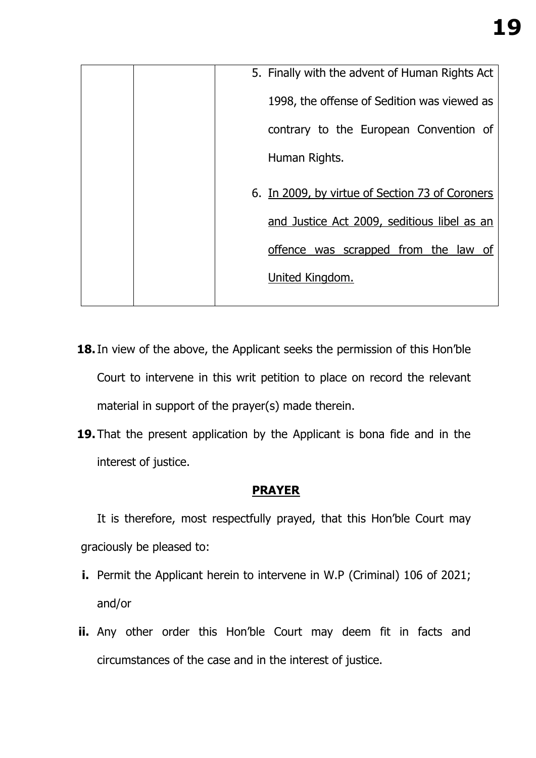| | | |
|---|---|---|
| | | 5. Finally with the advent of Human Rights Act 1998, the offense of Sedition was viewed as contrary to the European Convention of Human Rights.<br><br>6. <u>In 2009, by virtue of Section 73 of Coroners and Justice Act 2009, seditious libel as an offence was scrapped from the law of United Kingdom.</u> |

**18.** In view of the above, the Applicant seeks the permission of this Hon'ble Court to intervene in this writ petition to place on record the relevant material in support of the prayer(s) made therein.

**19.** That the present application by the Applicant is bona fide and in the interest of justice.

## <u>PRAYER</u>

It is therefore, most respectfully prayed, that this Hon'ble Court may graciously be pleased to:

**i.** Permit the Applicant herein to intervene in W.P (Criminal) 106 of 2021; and/or

**ii.** Any other order this Hon'ble Court may deem fit in facts and circumstances of the case and in the interest of justice.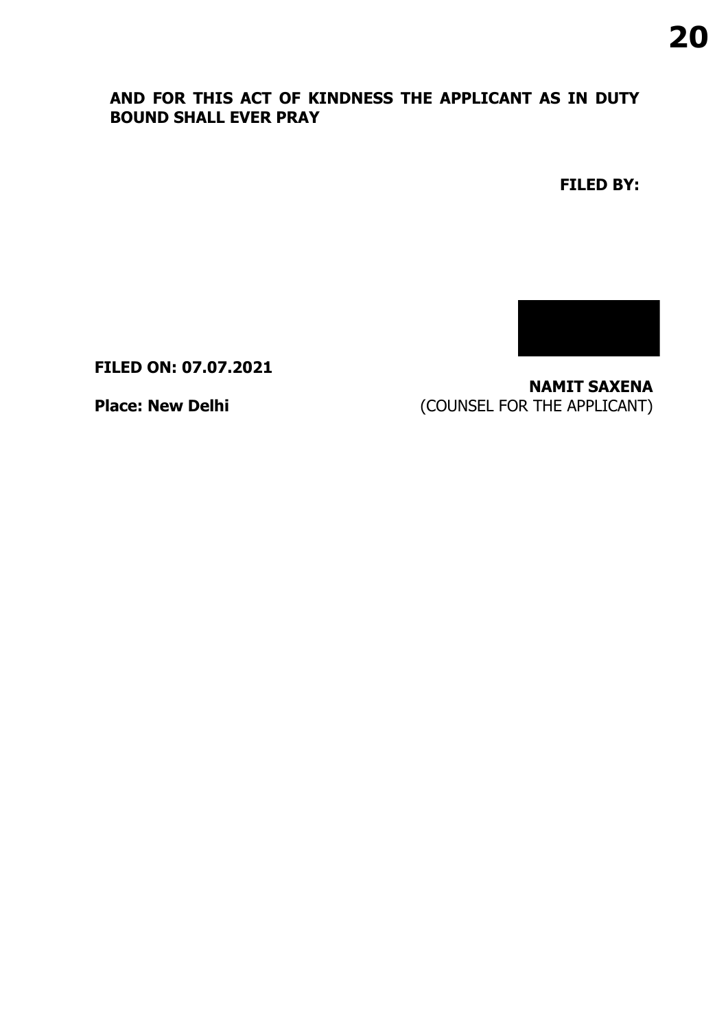**AND FOR THIS ACT OF KINDNESS THE APPLICANT AS IN DUTY BOUND SHALL EVER PRAY**

**FILED BY:**

**FILED ON: 07.07.2021**

**Place: New Delhi**

**NAMIT SAXENA**
(COUNSEL FOR THE APPLICANT)